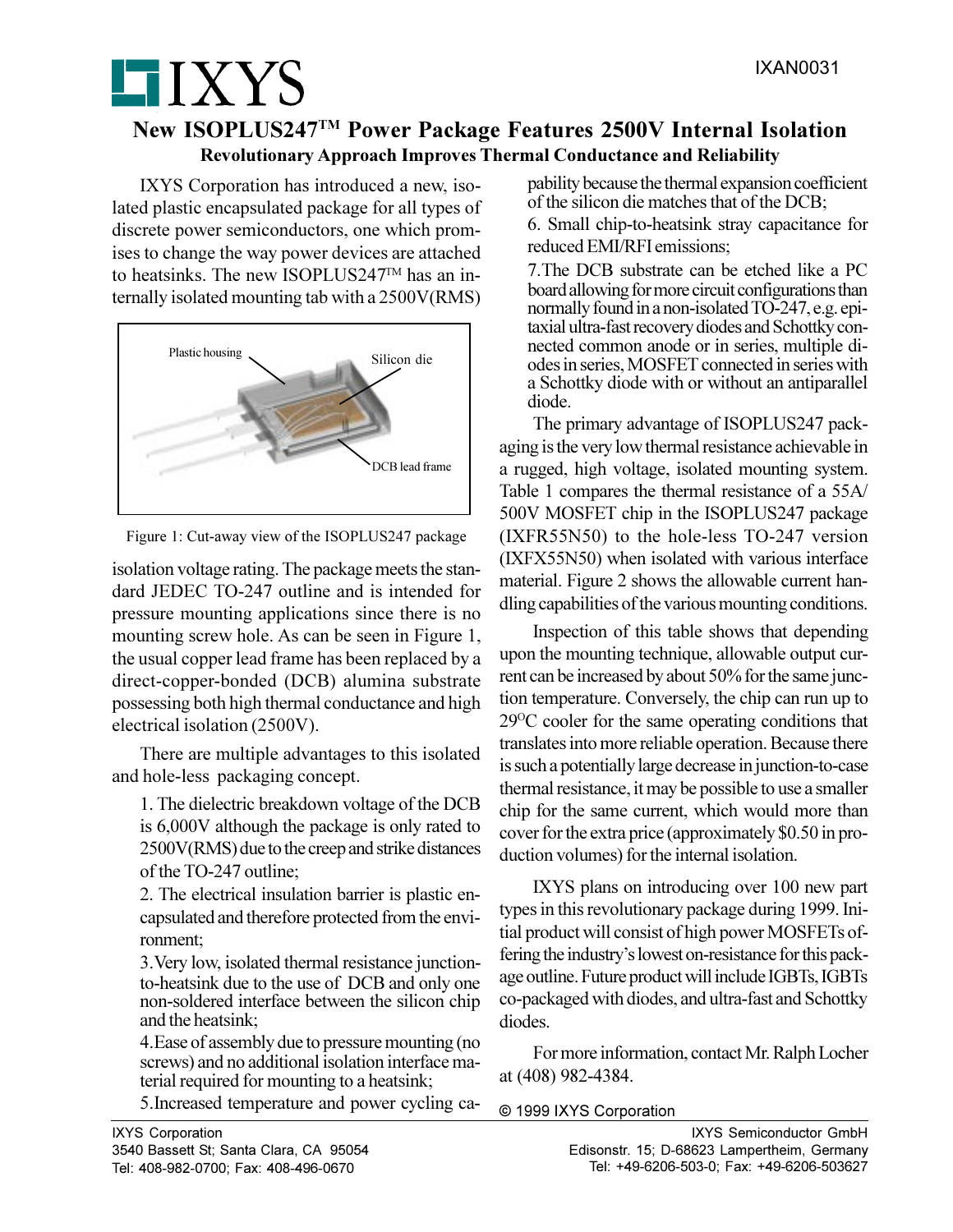IXAN0031

# New ISOPLUS247™ Power Package Features 2500V Internal Isolation

## Revolutionary Approach Improves Thermal Conductance and Reliability

IXYS Corporation has introduced a new, isolated plastic encapsulated package for all types of discrete power semiconductors, one which promises to change the way power devices are attached to heatsinks. The new ISOPLUS247™ has an internally isolated mounting tab with a 2500V(RMS) isolation voltage rating. The package meets the standard JEDEC TO-247 outline and is intended for pressure mounting applications since there is no mounting screw hole. As can be seen in Figure 1, the usual copper lead frame has been replaced by a direct-copper-bonded (DCB) alumina substrate possessing both high thermal conductance and high electrical isolation (2500V).

Plastic housing

Silicon die

DCB lead frame

Figure 1: Cut-away view of the ISOPLUS247 package

There are multiple advantages to this isolated and hole-less packaging concept.

1. The dielectric breakdown voltage of the DCB is 6,000V although the package is only rated to 2500V(RMS) due to the creep and strike distances of the TO-247 outline;
2. The electrical insulation barrier is plastic encapsulated and therefore protected from the environment;
3. Very low, isolated thermal resistance junction-to-heatsink due to the use of DCB and only one non-soldered interface between the silicon chip and the heatsink;
4. Ease of assembly due to pressure mounting (no screws) and no additional isolation interface material required for mounting to a heatsink;
5. Increased temperature and power cycling capability because the thermal expansion coefficient of the silicon die matches that of the DCB;
6. Small chip-to-heatsink stray capacitance for reduced EMI/RFI emissions;
7. The DCB substrate can be etched like a PC board allowing for more circuit configurations than normally found in a non-isolated TO-247, e.g. epitaxial ultra-fast recovery diodes and Schottky connected common anode or in series, multiple diodes in series, MOSFET connected in series with a Schottky diode with or without an antiparallel diode.

The primary advantage of ISOPLUS247 packaging is the very low thermal resistance achievable in a rugged, high voltage, isolated mounting system. Table 1 compares the thermal resistance of a 55A/500V MOSFET chip in the ISOPLUS247 package (IXFR55N50) to the hole-less TO-247 version (IXFX55N50) when isolated with various interface material. Figure 2 shows the allowable current handling capabilities of the various mounting conditions.

Inspection of this table shows that depending upon the mounting technique, allowable output current can be increased by about 50% for the same junction temperature. Conversely, the chip can run up to 29°C cooler for the same operating conditions that translates into more reliable operation. Because there is such a potentially large decrease in junction-to-case thermal resistance, it may be possible to use a smaller chip for the same current, which would more than cover for the extra price (approximately $0.50 in production volumes) for the internal isolation.

IXYS plans on introducing over 100 new part types in this revolutionary package during 1999. Initial product will consist of high power MOSFETs offering the industry's lowest on-resistance for this package outline. Future product will include IGBTs, IGBTs co-packaged with diodes, and ultra-fast and Schottky diodes.

For more information, contact Mr. Ralph Locher at (408) 982-4384.

© 1999 IXYS Corporation

IXYS Corporation
3540 Bassett St; Santa Clara, CA 95054
Tel: 408-982-0700; Fax: 408-496-0670

IXYS Semiconductor GmbH
Edisonstr. 15; D-68623 Lampertheim, Germany
Tel: +49-6206-503-0; Fax: +49-6206-503627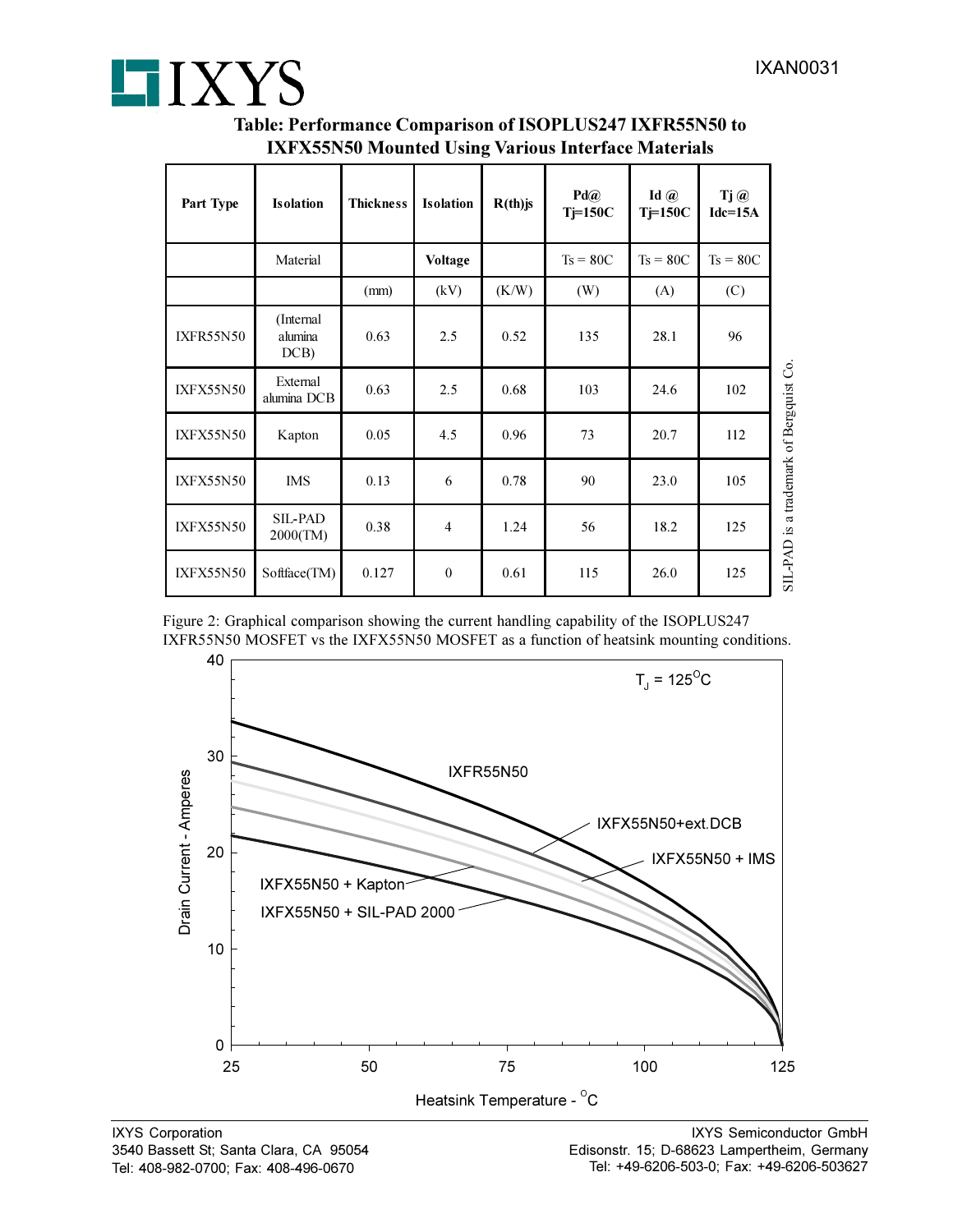**Table: Performance Comparison of ISOPLUS247 IXFR55N50 to IXFX55N50 Mounted Using Various Interface Materials**

| Part Type | Isolation | Thickness | Isolation | R(th)js | Pd@ Tj=150C | Id @ Tj=150C | Tj @ Idc=15A |
|---|---|---|---|---|---|---|---|
| | Material | | **Voltage** | | Ts = 80C | Ts = 80C | Ts = 80C |
| | | (mm) | (kV) | (K/W) | (W) | (A) | (C) |
| IXFR55N50 | (Internal alumina DCB) | 0.63 | 2.5 | 0.52 | 135 | 28.1 | 96 |
| IXFX55N50 | External alumina DCB | 0.63 | 2.5 | 0.68 | 103 | 24.6 | 102 |
| IXFX55N50 | Kapton | 0.05 | 4.5 | 0.96 | 73 | 20.7 | 112 |
| IXFX55N50 | IMS | 0.13 | 6 | 0.78 | 90 | 23.0 | 105 |
| IXFX55N50 | SIL-PAD 2000(TM) | 0.38 | 4 | 1.24 | 56 | 18.2 | 125 |
| IXFX55N50 | Softface(TM) | 0.127 | 0 | 0.61 | 115 | 26.0 | 125 |

SIL-PAD is a trademark of Bergquist Co.

Figure 2: Graphical comparison showing the current handling capability of the ISOPLUS247 IXFR55N50 MOSFET vs the IXFX55N50 MOSFET as a function of heatsink mounting conditions.

$T_J = 125^{O}C$

IXFR55N50

IXFX55N50+ext.DCB

IXFX55N50 + IMS

IXFX55N50 + Kapton

IXFX55N50 + SIL-PAD 2000

Drain Current - Amperes

0
10
20
30
40

25
50
75
100
125

Heatsink Temperature - $^{O}C$

IXYS Corporation
3540 Bassett St; Santa Clara, CA 95054
Tel: 408-982-0700; Fax: 408-496-0670

IXYS Semiconductor GmbH
Edisonstr. 15; D-68623 Lampertheim, Germany
Tel: +49-6206-503-0; Fax: +49-6206-503627